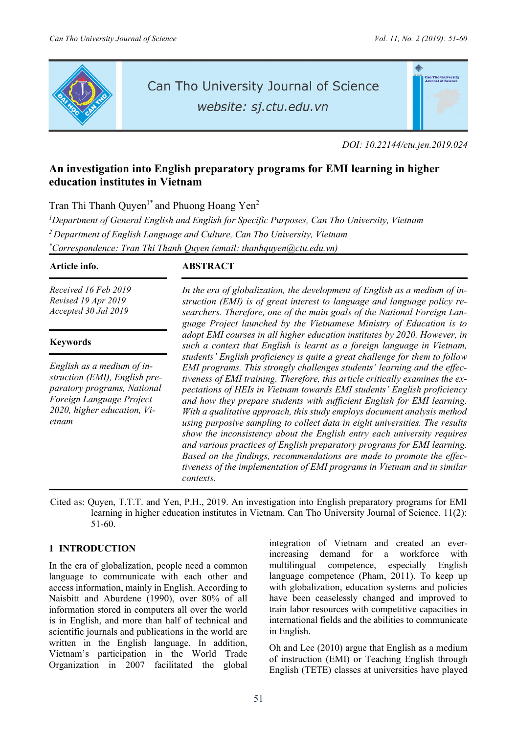DOI: 10.22144/ctu.jen.2019.024

# An investigation into English preparatory programs for EMI learning in higher education institutes in Vietnam

Tran Thi Thanh Quyen[1*] and Phuong Hoang Yen[2]

[1]*Department of General English and English for Specific Purposes, Can Tho University, Vietnam*

[2]*Department of English Language and Culture, Can Tho University, Vietnam*

[*]*Correspondence: Tran Thi Thanh Quyen (email: thanhquyen@ctu.edu.vn)*

**Article info.**

*Received 16 Feb 2019*
*Revised 19 Apr 2019*
*Accepted 30 Jul 2019*

**Keywords**

*English as a medium of instruction (EMI), English preparatory programs, National Foreign Language Project 2020, higher education, Vietnam*

**ABSTRACT**

*In the era of globalization, the development of English as a medium of instruction (EMI) is of great interest to language and language policy researchers. Therefore, one of the main goals of the National Foreign Language Project launched by the Vietnamese Ministry of Education is to adopt EMI courses in all higher education institutes by 2020. However, in such a context that English is learnt as a foreign language in Vietnam, students' English proficiency is quite a great challenge for them to follow EMI programs. This strongly challenges students' learning and the effectiveness of EMI training. Therefore, this article critically examines the expectations of HEIs in Vietnam towards EMI students' English proficiency and how they prepare students with sufficient English for EMI learning. With a qualitative approach, this study employs document analysis method using purposive sampling to collect data in eight universities. The results show the inconsistency about the English entry each university requires and various practices of English preparatory programs for EMI learning. Based on the findings, recommendations are made to promote the effectiveness of the implementation of EMI programs in Vietnam and in similar contexts.*

Cited as: Quyen, T.T.T. and Yen, P.H., 2019. An investigation into English preparatory programs for EMI learning in higher education institutes in Vietnam. Can Tho University Journal of Science. 11(2): 51-60.

## 1 INTRODUCTION

In the era of globalization, people need a common language to communicate with each other and access information, mainly in English. According to Naisbitt and Aburdene (1990), over 80% of all information stored in computers all over the world is in English, and more than half of technical and scientific journals and publications in the world are written in the English language. In addition, Vietnam's participation in the World Trade Organization in 2007 facilitated the global integration of Vietnam and created an ever-increasing demand for a workforce with multilingual competence, especially English language competence (Pham, 2011). To keep up with globalization, education systems and policies have been ceaselessly changed and improved to train labor resources with competitive capacities in international fields and the abilities to communicate in English.

Oh and Lee (2010) argue that English as a medium of instruction (EMI) or Teaching English through English (TETE) classes at universities have played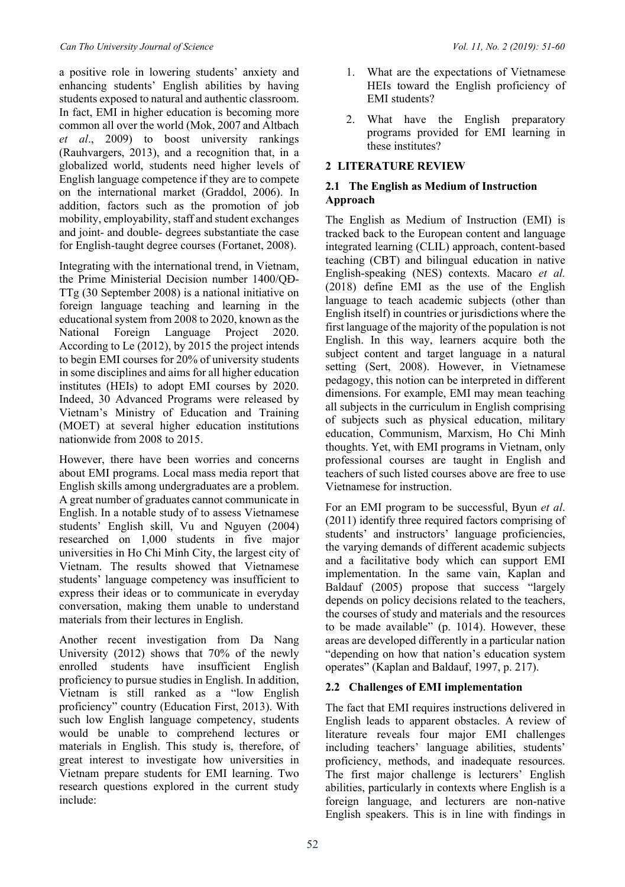a positive role in lowering students' anxiety and enhancing students' English abilities by having students exposed to natural and authentic classroom. In fact, EMI in higher education is becoming more common all over the world (Mok, 2007 and Altbach *et al*., 2009) to boost university rankings (Rauhvargers, 2013), and a recognition that, in a globalized world, students need higher levels of English language competence if they are to compete on the international market (Graddol, 2006). In addition, factors such as the promotion of job mobility, employability, staff and student exchanges and joint- and double- degrees substantiate the case for English-taught degree courses (Fortanet, 2008).

Integrating with the international trend, in Vietnam, the Prime Ministerial Decision number 1400/QĐ-TTg (30 September 2008) is a national initiative on foreign language teaching and learning in the educational system from 2008 to 2020, known as the National Foreign Language Project 2020. According to Le (2012), by 2015 the project intends to begin EMI courses for 20% of university students in some disciplines and aims for all higher education institutes (HEIs) to adopt EMI courses by 2020. Indeed, 30 Advanced Programs were released by Vietnam's Ministry of Education and Training (MOET) at several higher education institutions nationwide from 2008 to 2015.

However, there have been worries and concerns about EMI programs. Local mass media report that English skills among undergraduates are a problem. A great number of graduates cannot communicate in English. In a notable study of to assess Vietnamese students' English skill, Vu and Nguyen (2004) researched on 1,000 students in five major universities in Ho Chi Minh City, the largest city of Vietnam. The results showed that Vietnamese students' language competency was insufficient to express their ideas or to communicate in everyday conversation, making them unable to understand materials from their lectures in English.

Another recent investigation from Da Nang University (2012) shows that 70% of the newly enrolled students have insufficient English proficiency to pursue studies in English. In addition, Vietnam is still ranked as a "low English proficiency" country (Education First, 2013). With such low English language competency, students would be unable to comprehend lectures or materials in English. This study is, therefore, of great interest to investigate how universities in Vietnam prepare students for EMI learning. Two research questions explored in the current study include:

1. What are the expectations of Vietnamese HEIs toward the English proficiency of EMI students?
2. What have the English preparatory programs provided for EMI learning in these institutes?

## 2 LITERATURE REVIEW

### 2.1 The English as Medium of Instruction Approach

The English as Medium of Instruction (EMI) is tracked back to the European content and language integrated learning (CLIL) approach, content-based teaching (CBT) and bilingual education in native English-speaking (NES) contexts. Macaro *et al.* (2018) define EMI as the use of the English language to teach academic subjects (other than English itself) in countries or jurisdictions where the first language of the majority of the population is not English. In this way, learners acquire both the subject content and target language in a natural setting (Sert, 2008). However, in Vietnamese pedagogy, this notion can be interpreted in different dimensions. For example, EMI may mean teaching all subjects in the curriculum in English comprising of subjects such as physical education, military education, Communism, Marxism, Ho Chi Minh thoughts. Yet, with EMI programs in Vietnam, only professional courses are taught in English and teachers of such listed courses above are free to use Vietnamese for instruction.

For an EMI program to be successful, Byun *et al*. (2011) identify three required factors comprising of students' and instructors' language proficiencies, the varying demands of different academic subjects and a facilitative body which can support EMI implementation. In the same vain, Kaplan and Baldauf (2005) propose that success "largely depends on policy decisions related to the teachers, the courses of study and materials and the resources to be made available" (p. 1014). However, these areas are developed differently in a particular nation "depending on how that nation's education system operates" (Kaplan and Baldauf, 1997, p. 217).

### 2.2 Challenges of EMI implementation

The fact that EMI requires instructions delivered in English leads to apparent obstacles. A review of literature reveals four major EMI challenges including teachers' language abilities, students' proficiency, methods, and inadequate resources. The first major challenge is lecturers' English abilities, particularly in contexts where English is a foreign language, and lecturers are non-native English speakers. This is in line with findings in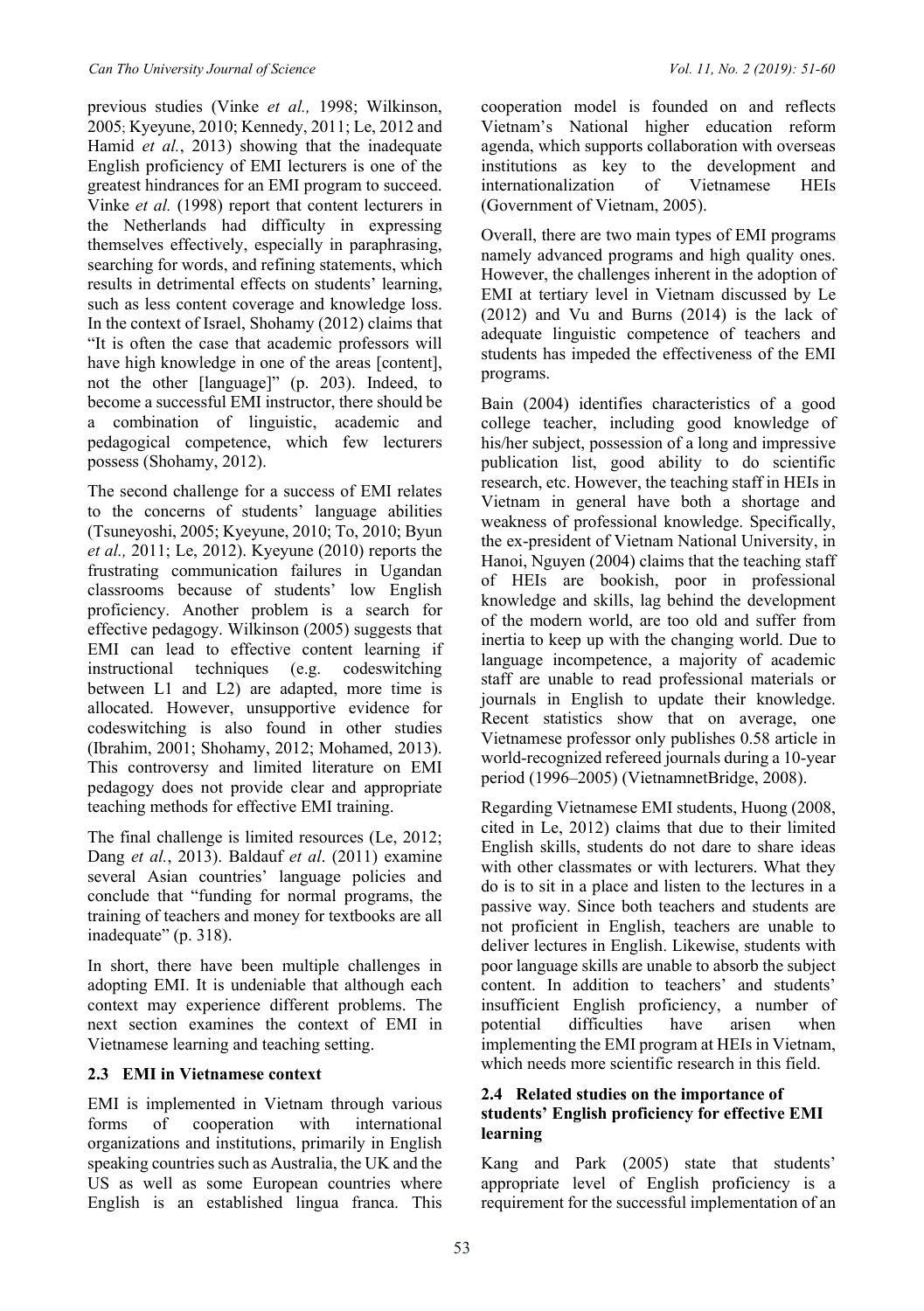previous studies (Vinke *et al.,* 1998; Wilkinson, 2005; Kyeyune, 2010; Kennedy, 2011; Le, 2012 and Hamid *et al.*, 2013) showing that the inadequate English proficiency of EMI lecturers is one of the greatest hindrances for an EMI program to succeed. Vinke *et al.* (1998) report that content lecturers in the Netherlands had difficulty in expressing themselves effectively, especially in paraphrasing, searching for words, and refining statements, which results in detrimental effects on students' learning, such as less content coverage and knowledge loss. In the context of Israel, Shohamy (2012) claims that "It is often the case that academic professors will have high knowledge in one of the areas [content], not the other [language]" (p. 203). Indeed, to become a successful EMI instructor, there should be a combination of linguistic, academic and pedagogical competence, which few lecturers possess (Shohamy, 2012).

The second challenge for a success of EMI relates to the concerns of students' language abilities (Tsuneyoshi, 2005; Kyeyune, 2010; To, 2010; Byun *et al.,* 2011; Le, 2012). Kyeyune (2010) reports the frustrating communication failures in Ugandan classrooms because of students' low English proficiency. Another problem is a search for effective pedagogy. Wilkinson (2005) suggests that EMI can lead to effective content learning if instructional techniques (e.g. codeswitching between L1 and L2) are adapted, more time is allocated. However, unsupportive evidence for codeswitching is also found in other studies (Ibrahim, 2001; Shohamy, 2012; Mohamed, 2013). This controversy and limited literature on EMI pedagogy does not provide clear and appropriate teaching methods for effective EMI training.

The final challenge is limited resources (Le, 2012; Dang *et al.*, 2013). Baldauf *et al*. (2011) examine several Asian countries' language policies and conclude that "funding for normal programs, the training of teachers and money for textbooks are all inadequate" (p. 318).

In short, there have been multiple challenges in adopting EMI. It is undeniable that although each context may experience different problems. The next section examines the context of EMI in Vietnamese learning and teaching setting.

### 2.3 EMI in Vietnamese context

EMI is implemented in Vietnam through various forms of cooperation with international organizations and institutions, primarily in English speaking countries such as Australia, the UK and the US as well as some European countries where English is an established lingua franca. This cooperation model is founded on and reflects Vietnam's National higher education reform agenda, which supports collaboration with overseas institutions as key to the development and internationalization of Vietnamese HEIs (Government of Vietnam, 2005).

Overall, there are two main types of EMI programs namely advanced programs and high quality ones. However, the challenges inherent in the adoption of EMI at tertiary level in Vietnam discussed by Le (2012) and Vu and Burns (2014) is the lack of adequate linguistic competence of teachers and students has impeded the effectiveness of the EMI programs.

Bain (2004) identifies characteristics of a good college teacher, including good knowledge of his/her subject, possession of a long and impressive publication list, good ability to do scientific research, etc. However, the teaching staff in HEIs in Vietnam in general have both a shortage and weakness of professional knowledge. Specifically, the ex-president of Vietnam National University, in Hanoi, Nguyen (2004) claims that the teaching staff of HEIs are bookish, poor in professional knowledge and skills, lag behind the development of the modern world, are too old and suffer from inertia to keep up with the changing world. Due to language incompetence, a majority of academic staff are unable to read professional materials or journals in English to update their knowledge. Recent statistics show that on average, one Vietnamese professor only publishes 0.58 article in world-recognized refereed journals during a 10-year period (1996–2005) (VietnamnetBridge, 2008).

Regarding Vietnamese EMI students, Huong (2008, cited in Le, 2012) claims that due to their limited English skills, students do not dare to share ideas with other classmates or with lecturers. What they do is to sit in a place and listen to the lectures in a passive way. Since both teachers and students are not proficient in English, teachers are unable to deliver lectures in English. Likewise, students with poor language skills are unable to absorb the subject content. In addition to teachers' and students' insufficient English proficiency, a number of potential difficulties have arisen when implementing the EMI program at HEIs in Vietnam, which needs more scientific research in this field.

### 2.4 Related studies on the importance of students' English proficiency for effective EMI learning

Kang and Park (2005) state that students' appropriate level of English proficiency is a requirement for the successful implementation of an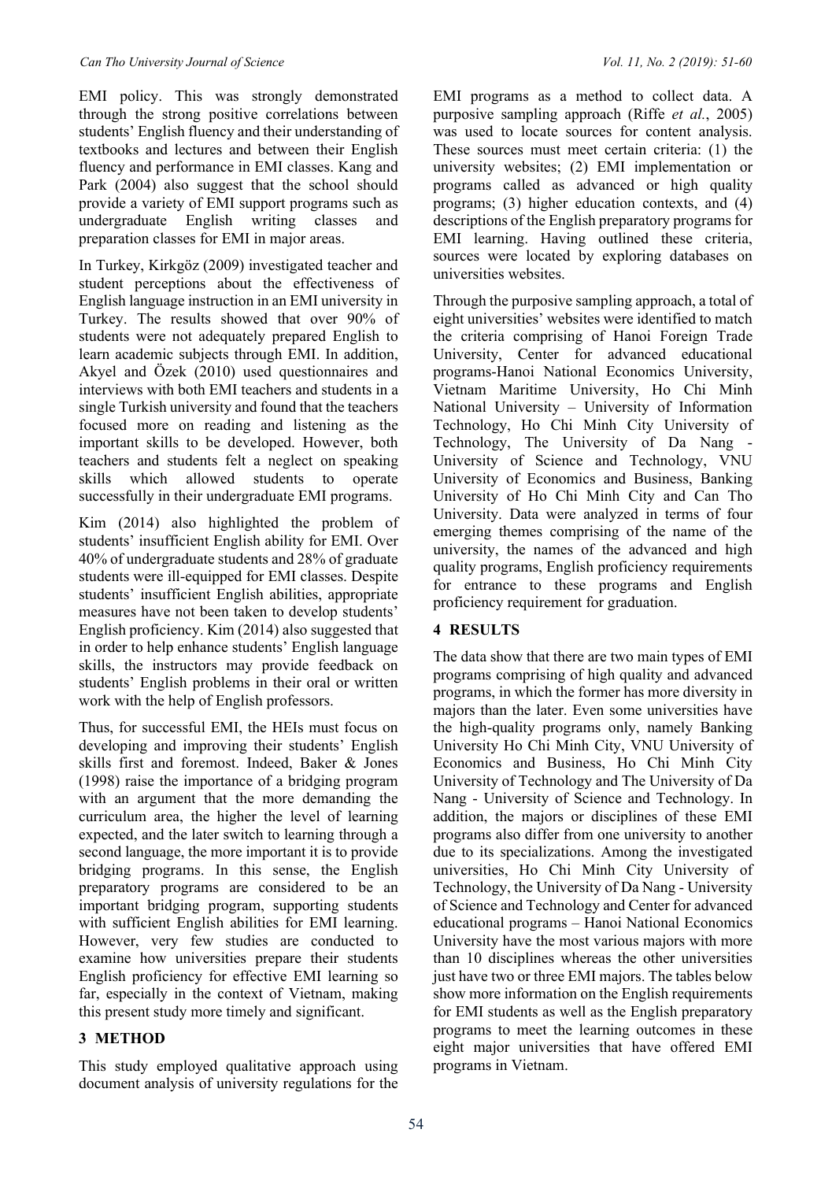EMI policy. This was strongly demonstrated through the strong positive correlations between students' English fluency and their understanding of textbooks and lectures and between their English fluency and performance in EMI classes. Kang and Park (2004) also suggest that the school should provide a variety of EMI support programs such as undergraduate English writing classes and preparation classes for EMI in major areas.

In Turkey, Kirkgöz (2009) investigated teacher and student perceptions about the effectiveness of English language instruction in an EMI university in Turkey. The results showed that over 90% of students were not adequately prepared English to learn academic subjects through EMI. In addition, Akyel and Özek (2010) used questionnaires and interviews with both EMI teachers and students in a single Turkish university and found that the teachers focused more on reading and listening as the important skills to be developed. However, both teachers and students felt a neglect on speaking skills which allowed students to operate successfully in their undergraduate EMI programs.

Kim (2014) also highlighted the problem of students' insufficient English ability for EMI. Over 40% of undergraduate students and 28% of graduate students were ill-equipped for EMI classes. Despite students' insufficient English abilities, appropriate measures have not been taken to develop students' English proficiency. Kim (2014) also suggested that in order to help enhance students' English language skills, the instructors may provide feedback on students' English problems in their oral or written work with the help of English professors.

Thus, for successful EMI, the HEIs must focus on developing and improving their students' English skills first and foremost. Indeed, Baker & Jones (1998) raise the importance of a bridging program with an argument that the more demanding the curriculum area, the higher the level of learning expected, and the later switch to learning through a second language, the more important it is to provide bridging programs. In this sense, the English preparatory programs are considered to be an important bridging program, supporting students with sufficient English abilities for EMI learning. However, very few studies are conducted to examine how universities prepare their students English proficiency for effective EMI learning so far, especially in the context of Vietnam, making this present study more timely and significant.

## 3 METHOD

This study employed qualitative approach using document analysis of university regulations for the EMI programs as a method to collect data. A purposive sampling approach (Riffe *et al.*, 2005) was used to locate sources for content analysis. These sources must meet certain criteria: (1) the university websites; (2) EMI implementation or programs called as advanced or high quality programs; (3) higher education contexts, and (4) descriptions of the English preparatory programs for EMI learning. Having outlined these criteria, sources were located by exploring databases on universities websites.

Through the purposive sampling approach, a total of eight universities' websites were identified to match the criteria comprising of Hanoi Foreign Trade University, Center for advanced educational programs-Hanoi National Economics University, Vietnam Maritime University, Ho Chi Minh National University – University of Information Technology, Ho Chi Minh City University of Technology, The University of Da Nang - University of Science and Technology, VNU University of Economics and Business, Banking University of Ho Chi Minh City and Can Tho University. Data were analyzed in terms of four emerging themes comprising of the name of the university, the names of the advanced and high quality programs, English proficiency requirements for entrance to these programs and English proficiency requirement for graduation.

## 4 RESULTS

The data show that there are two main types of EMI programs comprising of high quality and advanced programs, in which the former has more diversity in majors than the later. Even some universities have the high-quality programs only, namely Banking University Ho Chi Minh City, VNU University of Economics and Business, Ho Chi Minh City University of Technology and The University of Da Nang - University of Science and Technology. In addition, the majors or disciplines of these EMI programs also differ from one university to another due to its specializations. Among the investigated universities, Ho Chi Minh City University of Technology, the University of Da Nang - University of Science and Technology and Center for advanced educational programs – Hanoi National Economics University have the most various majors with more than 10 disciplines whereas the other universities just have two or three EMI majors. The tables below show more information on the English requirements for EMI students as well as the English preparatory programs to meet the learning outcomes in these eight major universities that have offered EMI programs in Vietnam.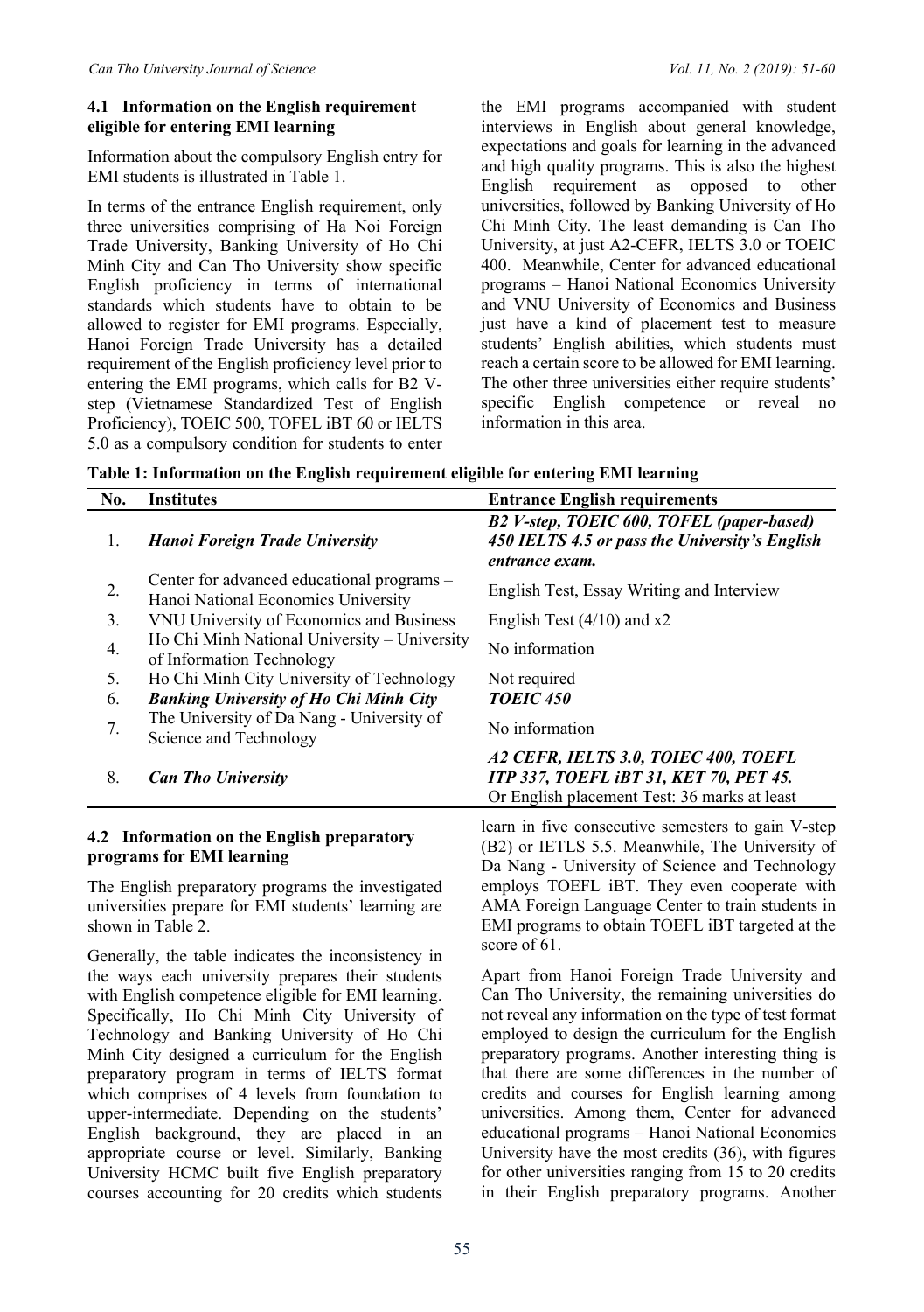### 4.1 Information on the English requirement eligible for entering EMI learning

Information about the compulsory English entry for EMI students is illustrated in Table 1.

In terms of the entrance English requirement, only three universities comprising of Ha Noi Foreign Trade University, Banking University of Ho Chi Minh City and Can Tho University show specific English proficiency in terms of international standards which students have to obtain to be allowed to register for EMI programs. Especially, Hanoi Foreign Trade University has a detailed requirement of the English proficiency level prior to entering the EMI programs, which calls for B2 V-step (Vietnamese Standardized Test of English Proficiency), TOEIC 500, TOFEL iBT 60 or IELTS 5.0 as a compulsory condition for students to enter the EMI programs accompanied with student interviews in English about general knowledge, expectations and goals for learning in the advanced and high quality programs. This is also the highest English requirement as opposed to other universities, followed by Banking University of Ho Chi Minh City. The least demanding is Can Tho University, at just A2-CEFR, IELTS 3.0 or TOEIC 400. Meanwhile, Center for advanced educational programs – Hanoi National Economics University and VNU University of Economics and Business just have a kind of placement test to measure students' English abilities, which students must reach a certain score to be allowed for EMI learning. The other three universities either require students' specific English competence or reveal no information in this area.

**Table 1: Information on the English requirement eligible for entering EMI learning**

| No. | Institutes | Entrance English requirements |
|---|---|---|
| 1. | ***Hanoi Foreign Trade University*** | ***B2 V-step, TOEIC 600, TOFEL (paper-based) 450 IELTS 4.5 or pass the University's English entrance exam.*** |
| 2. | Center for advanced educational programs – Hanoi National Economics University | English Test, Essay Writing and Interview |
| 3. | VNU University of Economics and Business | English Test (4/10) and x2 |
| 4. | Ho Chi Minh National University – University of Information Technology | No information |
| 5. | Ho Chi Minh City University of Technology | Not required |
| 6. | ***Banking University of Ho Chi Minh City*** | ***TOEIC 450*** |
| 7. | The University of Da Nang - University of Science and Technology | No information |
| 8. | ***Can Tho University*** | ***A2 CEFR, IELTS 3.0, TOIEC 400, TOEFL ITP 337, TOEFL iBT 31, KET 70, PET 45.*** Or English placement Test: 36 marks at least |

### 4.2 Information on the English preparatory programs for EMI learning

The English preparatory programs the investigated universities prepare for EMI students' learning are shown in Table 2.

Generally, the table indicates the inconsistency in the ways each university prepares their students with English competence eligible for EMI learning. Specifically, Ho Chi Minh City University of Technology and Banking University of Ho Chi Minh City designed a curriculum for the English preparatory program in terms of IELTS format which comprises of 4 levels from foundation to upper-intermediate. Depending on the students' English background, they are placed in an appropriate course or level. Similarly, Banking University HCMC built five English preparatory courses accounting for 20 credits which students learn in five consecutive semesters to gain V-step (B2) or IETLS 5.5. Meanwhile, The University of Da Nang - University of Science and Technology employs TOEFL iBT. They even cooperate with AMA Foreign Language Center to train students in EMI programs to obtain TOEFL iBT targeted at the score of 61.

Apart from Hanoi Foreign Trade University and Can Tho University, the remaining universities do not reveal any information on the type of test format employed to design the curriculum for the English preparatory programs. Another interesting thing is that there are some differences in the number of credits and courses for English learning among universities. Among them, Center for advanced educational programs – Hanoi National Economics University have the most credits (36), with figures for other universities ranging from 15 to 20 credits in their English preparatory programs. Another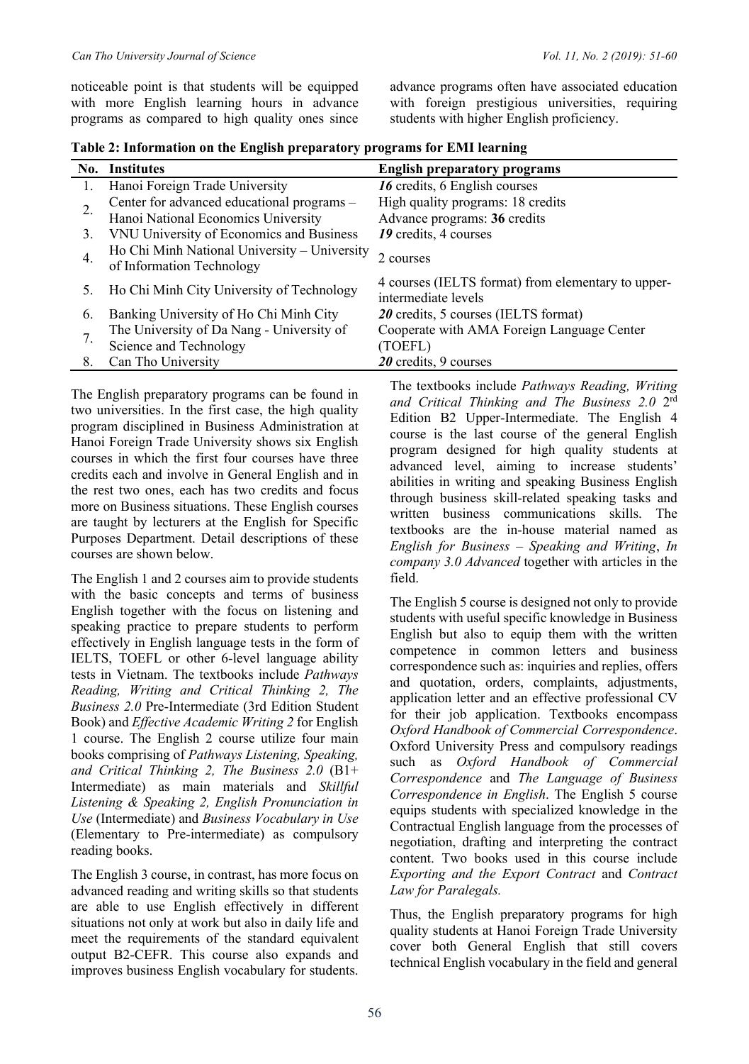noticeable point is that students will be equipped with more English learning hours in advance programs as compared to high quality ones since advance programs often have associated education with foreign prestigious universities, requiring students with higher English proficiency.

**Table 2: Information on the English preparatory programs for EMI learning**

| No. | Institutes | English preparatory programs |
|---|---|---|
| 1. | Hanoi Foreign Trade University | ***16*** credits, 6 English courses |
| 2. | Center for advanced educational programs – Hanoi National Economics University | High quality programs: 18 credits<br>Advance programs: **36** credits |
| 3. | VNU University of Economics and Business | ***19*** credits, 4 courses |
| 4. | Ho Chi Minh National University – University of Information Technology | 2 courses |
| 5. | Ho Chi Minh City University of Technology | 4 courses (IELTS format) from elementary to upper-intermediate levels |
| 6. | Banking University of Ho Chi Minh City | ***20*** credits, 5 courses (IELTS format) |
| 7. | The University of Da Nang - University of Science and Technology | Cooperate with AMA Foreign Language Center (TOEFL) |
| 8. | Can Tho University | ***20*** credits, 9 courses |

The English preparatory programs can be found in two universities. In the first case, the high quality program disciplined in Business Administration at Hanoi Foreign Trade University shows six English courses in which the first four courses have three credits each and involve in General English and in the rest two ones, each has two credits and focus more on Business situations. These English courses are taught by lecturers at the English for Specific Purposes Department. Detail descriptions of these courses are shown below.

The English 1 and 2 courses aim to provide students with the basic concepts and terms of business English together with the focus on listening and speaking practice to prepare students to perform effectively in English language tests in the form of IELTS, TOEFL or other 6-level language ability tests in Vietnam. The textbooks include *Pathways Reading, Writing and Critical Thinking 2, The Business 2.0* Pre-Intermediate (3rd Edition Student Book) and *Effective Academic Writing 2* for English 1 course. The English 2 course utilize four main books comprising of *Pathways Listening, Speaking, and Critical Thinking 2, The Business 2.0* (B1+ Intermediate) as main materials and *Skillful Listening & Speaking 2, English Pronunciation in Use* (Intermediate) and *Business Vocabulary in Use* (Elementary to Pre-intermediate) as compulsory reading books.

The English 3 course, in contrast, has more focus on advanced reading and writing skills so that students are able to use English effectively in different situations not only at work but also in daily life and meet the requirements of the standard equivalent output B2-CEFR. This course also expands and improves business English vocabulary for students. The textbooks include *Pathways Reading, Writing and Critical Thinking and The Business 2.0* 2rd Edition B2 Upper-Intermediate. The English 4 course is the last course of the general English program designed for high quality students at advanced level, aiming to increase students' abilities in writing and speaking Business English through business skill-related speaking tasks and written business communications skills. The textbooks are the in-house material named as *English for Business – Speaking and Writing*, *In company 3.0 Advanced* together with articles in the field.

The English 5 course is designed not only to provide students with useful specific knowledge in Business English but also to equip them with the written competence in common letters and business correspondence such as: inquiries and replies, offers and quotation, orders, complaints, adjustments, application letter and an effective professional CV for their job application. Textbooks encompass *Oxford Handbook of Commercial Correspondence*. Oxford University Press and compulsory readings such as *Oxford Handbook of Commercial Correspondence* and *The Language of Business Correspondence in English*. The English 5 course equips students with specialized knowledge in the Contractual English language from the processes of negotiation, drafting and interpreting the contract content. Two books used in this course include *Exporting and the Export Contract* and *Contract Law for Paralegals.*

Thus, the English preparatory programs for high quality students at Hanoi Foreign Trade University cover both General English that still covers technical English vocabulary in the field and general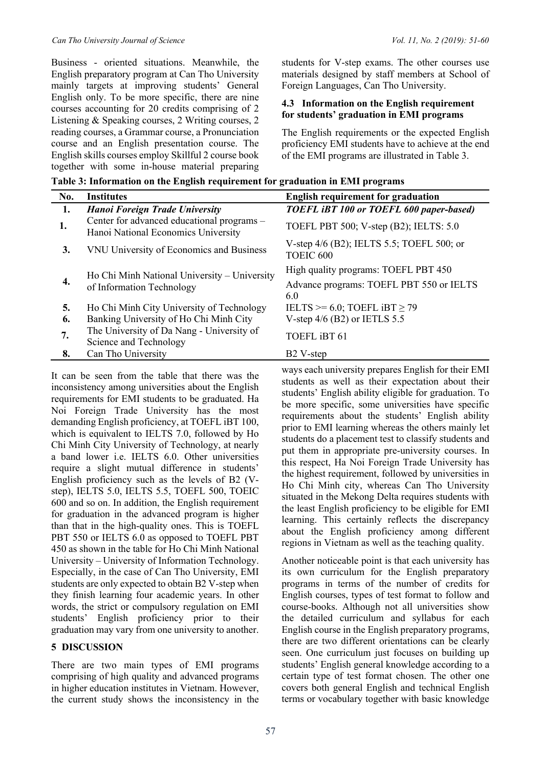Business - oriented situations. Meanwhile, the English preparatory program at Can Tho University mainly targets at improving students' General English only. To be more specific, there are nine courses accounting for 20 credits comprising of 2 Listening & Speaking courses, 2 Writing courses, 2 reading courses, a Grammar course, a Pronunciation course and an English presentation course. The English skills courses employ Skillful 2 course book together with some in-house material preparing students for V-step exams. The other courses use materials designed by staff members at School of Foreign Languages, Can Tho University.

### 4.3 Information on the English requirement for students' graduation in EMI programs

The English requirements or the expected English proficiency EMI students have to achieve at the end of the EMI programs are illustrated in Table 3.

**Table 3: Information on the English requirement for graduation in EMI programs**

| No. | Institutes | English requirement for graduation |
|---|---|---|
| **1.** | ***Hanoi Foreign Trade University*** | ***TOEFL iBT 100 or TOEFL 600 paper-based)*** |
| **1.** | Center for advanced educational programs – Hanoi National Economics University | TOEFL PBT 500; V-step (B2); IELTS: 5.0 |
| **3.** | VNU University of Economics and Business | V-step 4/6 (B2); IELTS 5.5; TOEFL 500; or TOEIC 600 |
| **4.** | Ho Chi Minh National University – University of Information Technology | High quality programs: TOEFL PBT 450<br>Advance programs: TOEFL PBT 550 or IELTS 6.0 |
| **5.** | Ho Chi Minh City University of Technology | IELTS >= 6.0; TOEFL iBT ≥ 79 |
| **6.** | Banking University of Ho Chi Minh City | V-step 4/6 (B2) or IETLS 5.5 |
| **7.** | The University of Da Nang - University of Science and Technology | TOEFL iBT 61 |
| **8.** | Can Tho University | B2 V-step |

It can be seen from the table that there was the inconsistency among universities about the English requirements for EMI students to be graduated. Ha Noi Foreign Trade University has the most demanding English proficiency, at TOEFL iBT 100, which is equivalent to IELTS 7.0, followed by Ho Chi Minh City University of Technology, at nearly a band lower i.e. IELTS 6.0. Other universities require a slight mutual difference in students' English proficiency such as the levels of B2 (V-step), IELTS 5.0, IELTS 5.5, TOEFL 500, TOEIC 600 and so on. In addition, the English requirement for graduation in the advanced program is higher than that in the high-quality ones. This is TOEFL PBT 550 or IELTS 6.0 as opposed to TOEFL PBT 450 as shown in the table for Ho Chi Minh National University – University of Information Technology. Especially, in the case of Can Tho University, EMI students are only expected to obtain B2 V-step when they finish learning four academic years. In other words, the strict or compulsory regulation on EMI students' English proficiency prior to their graduation may vary from one university to another.

## 5 DISCUSSION

There are two main types of EMI programs comprising of high quality and advanced programs in higher education institutes in Vietnam. However, the current study shows the inconsistency in the ways each university prepares English for their EMI students as well as their expectation about their students' English ability eligible for graduation. To be more specific, some universities have specific requirements about the students' English ability prior to EMI learning whereas the others mainly let students do a placement test to classify students and put them in appropriate pre-university courses. In this respect, Ha Noi Foreign Trade University has the highest requirement, followed by universities in Ho Chi Minh city, whereas Can Tho University situated in the Mekong Delta requires students with the least English proficiency to be eligible for EMI learning. This certainly reflects the discrepancy about the English proficiency among different regions in Vietnam as well as the teaching quality.

Another noticeable point is that each university has its own curriculum for the English preparatory programs in terms of the number of credits for English courses, types of test format to follow and course-books. Although not all universities show the detailed curriculum and syllabus for each English course in the English preparatory programs, there are two different orientations can be clearly seen. One curriculum just focuses on building up students' English general knowledge according to a certain type of test format chosen. The other one covers both general English and technical English terms or vocabulary together with basic knowledge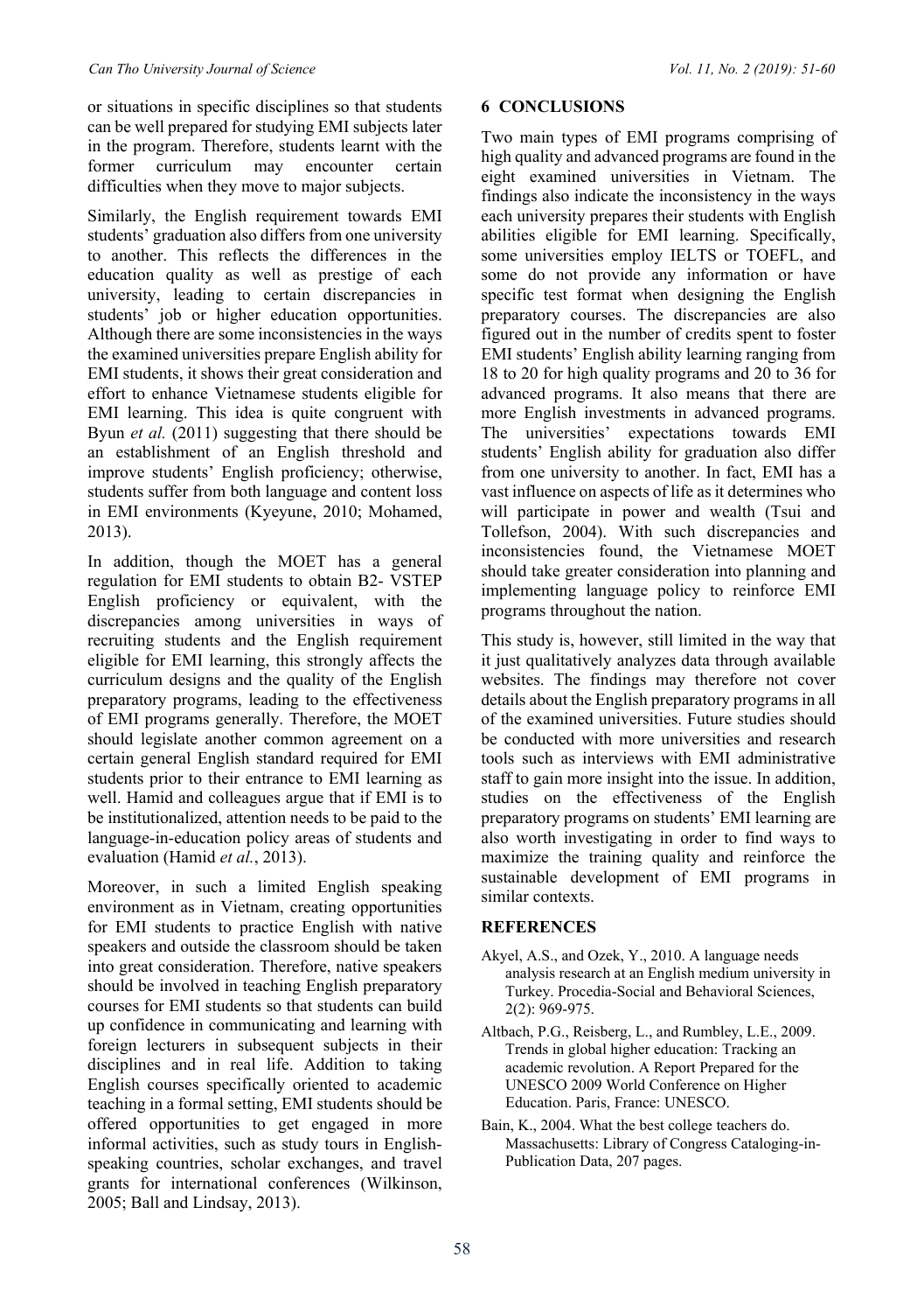or situations in specific disciplines so that students can be well prepared for studying EMI subjects later in the program. Therefore, students learnt with the former curriculum may encounter certain difficulties when they move to major subjects.

Similarly, the English requirement towards EMI students' graduation also differs from one university to another. This reflects the differences in the education quality as well as prestige of each university, leading to certain discrepancies in students' job or higher education opportunities. Although there are some inconsistencies in the ways the examined universities prepare English ability for EMI students, it shows their great consideration and effort to enhance Vietnamese students eligible for EMI learning. This idea is quite congruent with Byun *et al.* (2011) suggesting that there should be an establishment of an English threshold and improve students' English proficiency; otherwise, students suffer from both language and content loss in EMI environments (Kyeyune, 2010; Mohamed, 2013).

In addition, though the MOET has a general regulation for EMI students to obtain B2- VSTEP English proficiency or equivalent, with the discrepancies among universities in ways of recruiting students and the English requirement eligible for EMI learning, this strongly affects the curriculum designs and the quality of the English preparatory programs, leading to the effectiveness of EMI programs generally. Therefore, the MOET should legislate another common agreement on a certain general English standard required for EMI students prior to their entrance to EMI learning as well. Hamid and colleagues argue that if EMI is to be institutionalized, attention needs to be paid to the language-in-education policy areas of students and evaluation (Hamid *et al.*, 2013).

Moreover, in such a limited English speaking environment as in Vietnam, creating opportunities for EMI students to practice English with native speakers and outside the classroom should be taken into great consideration. Therefore, native speakers should be involved in teaching English preparatory courses for EMI students so that students can build up confidence in communicating and learning with foreign lecturers in subsequent subjects in their disciplines and in real life. Addition to taking English courses specifically oriented to academic teaching in a formal setting, EMI students should be offered opportunities to get engaged in more informal activities, such as study tours in English-speaking countries, scholar exchanges, and travel grants for international conferences (Wilkinson, 2005; Ball and Lindsay, 2013).

## 6 CONCLUSIONS

Two main types of EMI programs comprising of high quality and advanced programs are found in the eight examined universities in Vietnam. The findings also indicate the inconsistency in the ways each university prepares their students with English abilities eligible for EMI learning. Specifically, some universities employ IELTS or TOEFL, and some do not provide any information or have specific test format when designing the English preparatory courses. The discrepancies are also figured out in the number of credits spent to foster EMI students' English ability learning ranging from 18 to 20 for high quality programs and 20 to 36 for advanced programs. It also means that there are more English investments in advanced programs. The universities' expectations towards EMI students' English ability for graduation also differ from one university to another. In fact, EMI has a vast influence on aspects of life as it determines who will participate in power and wealth (Tsui and Tollefson, 2004). With such discrepancies and inconsistencies found, the Vietnamese MOET should take greater consideration into planning and implementing language policy to reinforce EMI programs throughout the nation.

This study is, however, still limited in the way that it just qualitatively analyzes data through available websites. The findings may therefore not cover details about the English preparatory programs in all of the examined universities. Future studies should be conducted with more universities and research tools such as interviews with EMI administrative staff to gain more insight into the issue. In addition, studies on the effectiveness of the English preparatory programs on students' EMI learning are also worth investigating in order to find ways to maximize the training quality and reinforce the sustainable development of EMI programs in similar contexts.

## REFERENCES

Akyel, A.S., and Ozek, Y., 2010. A language needs analysis research at an English medium university in Turkey. Procedia-Social and Behavioral Sciences, 2(2): 969-975.

Altbach, P.G., Reisberg, L., and Rumbley, L.E., 2009. Trends in global higher education: Tracking an academic revolution. A Report Prepared for the UNESCO 2009 World Conference on Higher Education. Paris, France: UNESCO.

Bain, K., 2004. What the best college teachers do. Massachusetts: Library of Congress Cataloging-in-Publication Data, 207 pages.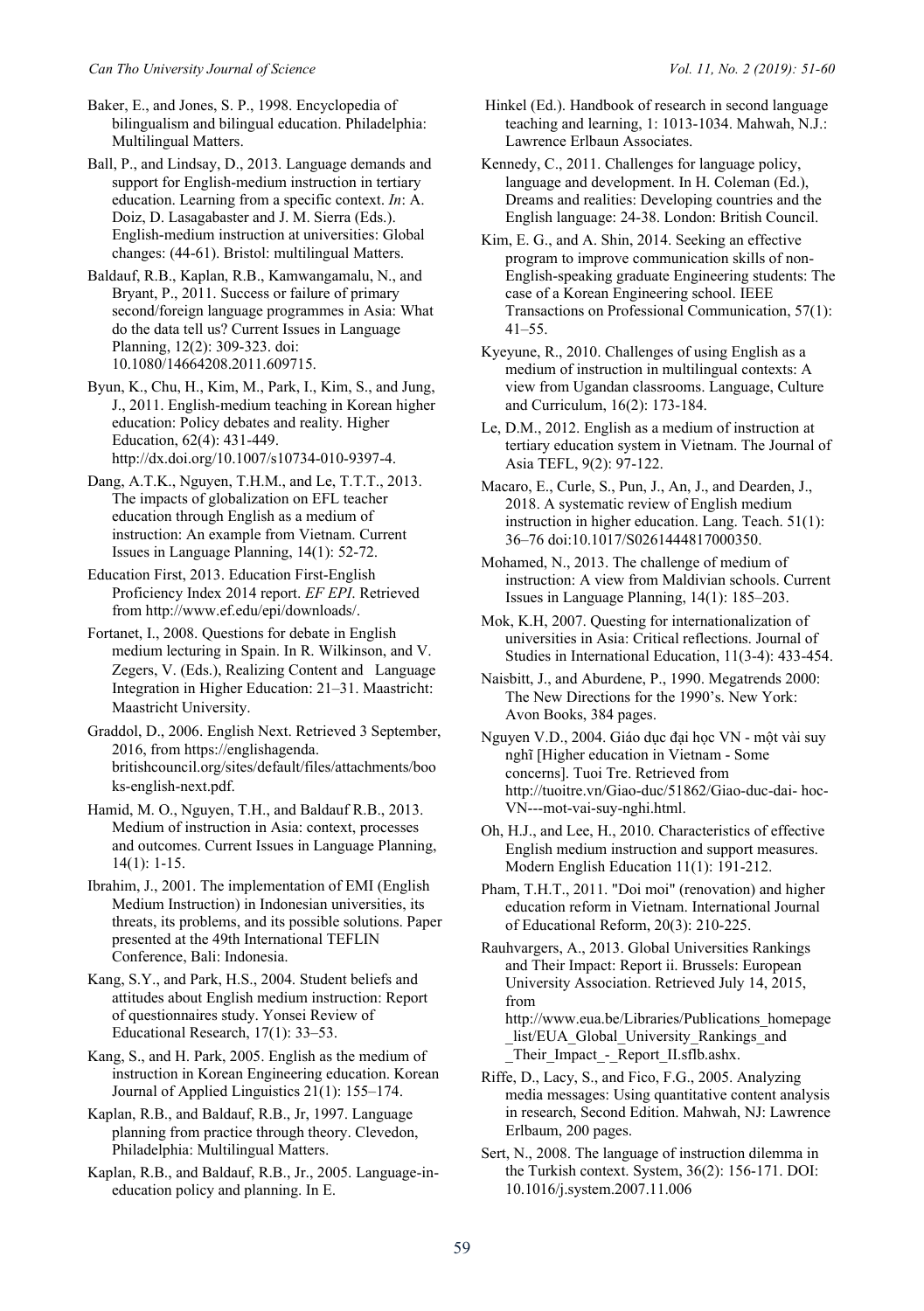Baker, E., and Jones, S. P., 1998. Encyclopedia of bilingualism and bilingual education. Philadelphia: Multilingual Matters.

Ball, P., and Lindsay, D., 2013. Language demands and support for English-medium instruction in tertiary education. Learning from a specific context. *In*: A. Doiz, D. Lasagabaster and J. M. Sierra (Eds.). English-medium instruction at universities: Global changes: (44-61). Bristol: multilingual Matters.

Baldauf, R.B., Kaplan, R.B., Kamwangamalu, N., and Bryant, P., 2011. Success or failure of primary second/foreign language programmes in Asia: What do the data tell us? Current Issues in Language Planning, 12(2): 309-323. doi: 10.1080/14664208.2011.609715.

Byun, K., Chu, H., Kim, M., Park, I., Kim, S., and Jung, J., 2011. English-medium teaching in Korean higher education: Policy debates and reality. Higher Education, 62(4): 431-449. http://dx.doi.org/10.1007/s10734-010-9397-4.

Dang, A.T.K., Nguyen, T.H.M., and Le, T.T.T., 2013. The impacts of globalization on EFL teacher education through English as a medium of instruction: An example from Vietnam. Current Issues in Language Planning, 14(1): 52-72.

Education First, 2013. Education First-English Proficiency Index 2014 report. *EF EPI*. Retrieved from http://www.ef.edu/epi/downloads/.

Fortanet, I., 2008. Questions for debate in English medium lecturing in Spain. In R. Wilkinson, and V. Zegers, V. (Eds.), Realizing Content and Language Integration in Higher Education: 21–31. Maastricht: Maastricht University.

Graddol, D., 2006. English Next. Retrieved 3 September, 2016, from https://englishagenda.britishcouncil.org/sites/default/files/attachments/books-english-next.pdf.

Hamid, M. O., Nguyen, T.H., and Baldauf R.B., 2013. Medium of instruction in Asia: context, processes and outcomes. Current Issues in Language Planning, 14(1): 1-15.

Ibrahim, J., 2001. The implementation of EMI (English Medium Instruction) in Indonesian universities, its threats, its problems, and its possible solutions. Paper presented at the 49th International TEFLIN Conference, Bali: Indonesia.

Kang, S.Y., and Park, H.S., 2004. Student beliefs and attitudes about English medium instruction: Report of questionnaires study. Yonsei Review of Educational Research, 17(1): 33–53.

Kang, S., and H. Park, 2005. English as the medium of instruction in Korean Engineering education. Korean Journal of Applied Linguistics 21(1): 155–174.

Kaplan, R.B., and Baldauf, R.B., Jr, 1997. Language planning from practice through theory. Clevedon, Philadelphia: Multilingual Matters.

Kaplan, R.B., and Baldauf, R.B., Jr., 2005. Language-in-education policy and planning. In E. Hinkel (Ed.). Handbook of research in second language teaching and learning, 1: 1013-1034. Mahwah, N.J.: Lawrence Erlbaun Associates.

Kennedy, C., 2011. Challenges for language policy, language and development. In H. Coleman (Ed.), Dreams and realities: Developing countries and the English language: 24-38. London: British Council.

Kim, E. G., and A. Shin, 2014. Seeking an effective program to improve communication skills of non-English-speaking graduate Engineering students: The case of a Korean Engineering school. IEEE Transactions on Professional Communication, 57(1): 41–55.

Kyeyune, R., 2010. Challenges of using English as a medium of instruction in multilingual contexts: A view from Ugandan classrooms. Language, Culture and Curriculum, 16(2): 173-184.

Le, D.M., 2012. English as a medium of instruction at tertiary education system in Vietnam. The Journal of Asia TEFL, 9(2): 97-122.

Macaro, E., Curle, S., Pun, J., An, J., and Dearden, J., 2018. A systematic review of English medium instruction in higher education. Lang. Teach. 51(1): 36–76 doi:10.1017/S0261444817000350.

Mohamed, N., 2013. The challenge of medium of instruction: A view from Maldivian schools. Current Issues in Language Planning, 14(1): 185–203.

Mok, K.H, 2007. Questing for internationalization of universities in Asia: Critical reflections. Journal of Studies in International Education, 11(3-4): 433-454.

Naisbitt, J., and Aburdene, P., 1990. Megatrends 2000: The New Directions for the 1990's. New York: Avon Books, 384 pages.

Nguyen V.D., 2004. Giáo dục đại học VN - một vài suy nghĩ [Higher education in Vietnam - Some concerns]. Tuoi Tre. Retrieved from http://tuoitre.vn/Giao-duc/51862/Giao-duc-dai- hoc-VN---mot-vai-suy-nghi.html.

Oh, H.J., and Lee, H., 2010. Characteristics of effective English medium instruction and support measures. Modern English Education 11(1): 191-212.

Pham, T.H.T., 2011. "Doi moi" (renovation) and higher education reform in Vietnam. International Journal of Educational Reform, 20(3): 210-225.

Rauhvargers, A., 2013. Global Universities Rankings and Their Impact: Report ii. Brussels: European University Association. Retrieved July 14, 2015, from http://www.eua.be/Libraries/Publications_homepage_list/EUA_Global_University_Rankings_and_Their_Impact_-_Report_II.sflb.ashx.

Riffe, D., Lacy, S., and Fico, F.G., 2005. Analyzing media messages: Using quantitative content analysis in research, Second Edition. Mahwah, NJ: Lawrence Erlbaum, 200 pages.

Sert, N., 2008. The language of instruction dilemma in the Turkish context. System, 36(2): 156-171. DOI: 10.1016/j.system.2007.11.006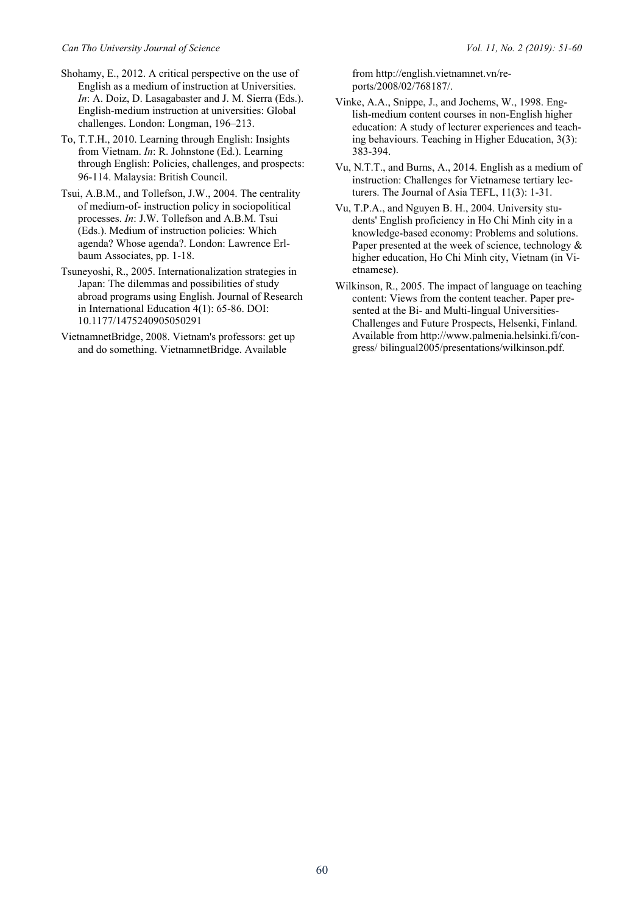Shohamy, E., 2012. A critical perspective on the use of English as a medium of instruction at Universities. *In*: A. Doiz, D. Lasagabaster and J. M. Sierra (Eds.). English-medium instruction at universities: Global challenges. London: Longman, 196–213.

To, T.T.H., 2010. Learning through English: Insights from Vietnam. *In*: R. Johnstone (Ed.). Learning through English: Policies, challenges, and prospects: 96-114. Malaysia: British Council.

Tsui, A.B.M., and Tollefson, J.W., 2004. The centrality of medium-of- instruction policy in sociopolitical processes. *In*: J.W. Tollefson and A.B.M. Tsui (Eds.). Medium of instruction policies: Which agenda? Whose agenda?. London: Lawrence Erlbaum Associates, pp. 1-18.

Tsuneyoshi, R., 2005. Internationalization strategies in Japan: The dilemmas and possibilities of study abroad programs using English. Journal of Research in International Education 4(1): 65-86. DOI: 10.1177/1475240905050291

VietnamnetBridge, 2008. Vietnam's professors: get up and do something. VietnamnetBridge. Available from http://english.vietnamnet.vn/reports/2008/02/768187/.

Vinke, A.A., Snippe, J., and Jochems, W., 1998. English-medium content courses in non-English higher education: A study of lecturer experiences and teaching behaviours. Teaching in Higher Education, 3(3): 383-394.

Vu, N.T.T., and Burns, A., 2014. English as a medium of instruction: Challenges for Vietnamese tertiary lecturers. The Journal of Asia TEFL, 11(3): 1-31.

Vu, T.P.A., and Nguyen B. H., 2004. University students' English proficiency in Ho Chi Minh city in a knowledge-based economy: Problems and solutions. Paper presented at the week of science, technology & higher education, Ho Chi Minh city, Vietnam (in Vietnamese).

Wilkinson, R., 2005. The impact of language on teaching content: Views from the content teacher. Paper presented at the Bi- and Multi-lingual Universities- Challenges and Future Prospects, Helsenki, Finland. Available from http://www.palmenia.helsinki.fi/congress/ bilingual2005/presentations/wilkinson.pdf.